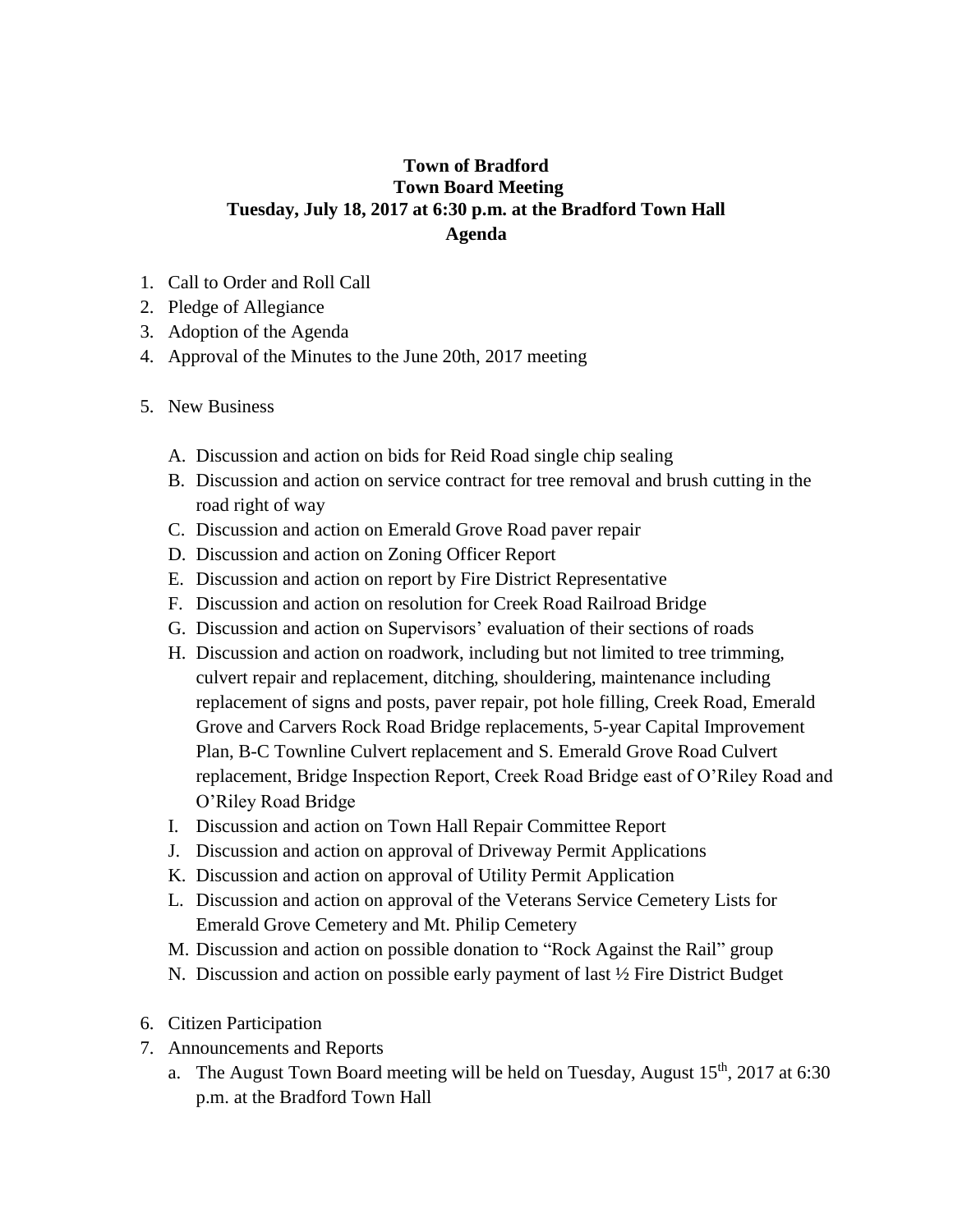**Town of Bradford**
**Town Board Meeting**
**Tuesday, July 18, 2017 at 6:30 p.m. at the Bradford Town Hall**
**Agenda**

1. Call to Order and Roll Call
2. Pledge of Allegiance
3. Adoption of the Agenda
4. Approval of the Minutes to the June 20th, 2017 meeting

5. New Business

   A. Discussion and action on bids for Reid Road single chip sealing
   B. Discussion and action on service contract for tree removal and brush cutting in the road right of way
   C. Discussion and action on Emerald Grove Road paver repair
   D. Discussion and action on Zoning Officer Report
   E. Discussion and action on report by Fire District Representative
   F. Discussion and action on resolution for Creek Road Railroad Bridge
   G. Discussion and action on Supervisors' evaluation of their sections of roads
   H. Discussion and action on roadwork, including but not limited to tree trimming, culvert repair and replacement, ditching, shouldering, maintenance including replacement of signs and posts, paver repair, pot hole filling, Creek Road, Emerald Grove and Carvers Rock Road Bridge replacements, 5-year Capital Improvement Plan, B-C Townline Culvert replacement and S. Emerald Grove Road Culvert replacement, Bridge Inspection Report, Creek Road Bridge east of O'Riley Road and O'Riley Road Bridge
   I. Discussion and action on Town Hall Repair Committee Report
   J. Discussion and action on approval of Driveway Permit Applications
   K. Discussion and action on approval of Utility Permit Application
   L. Discussion and action on approval of the Veterans Service Cemetery Lists for Emerald Grove Cemetery and Mt. Philip Cemetery
   M. Discussion and action on possible donation to "Rock Against the Rail" group
   N. Discussion and action on possible early payment of last ½ Fire District Budget

6. Citizen Participation
7. Announcements and Reports
   a. The August Town Board meeting will be held on Tuesday, August 15th, 2017 at 6:30 p.m. at the Bradford Town Hall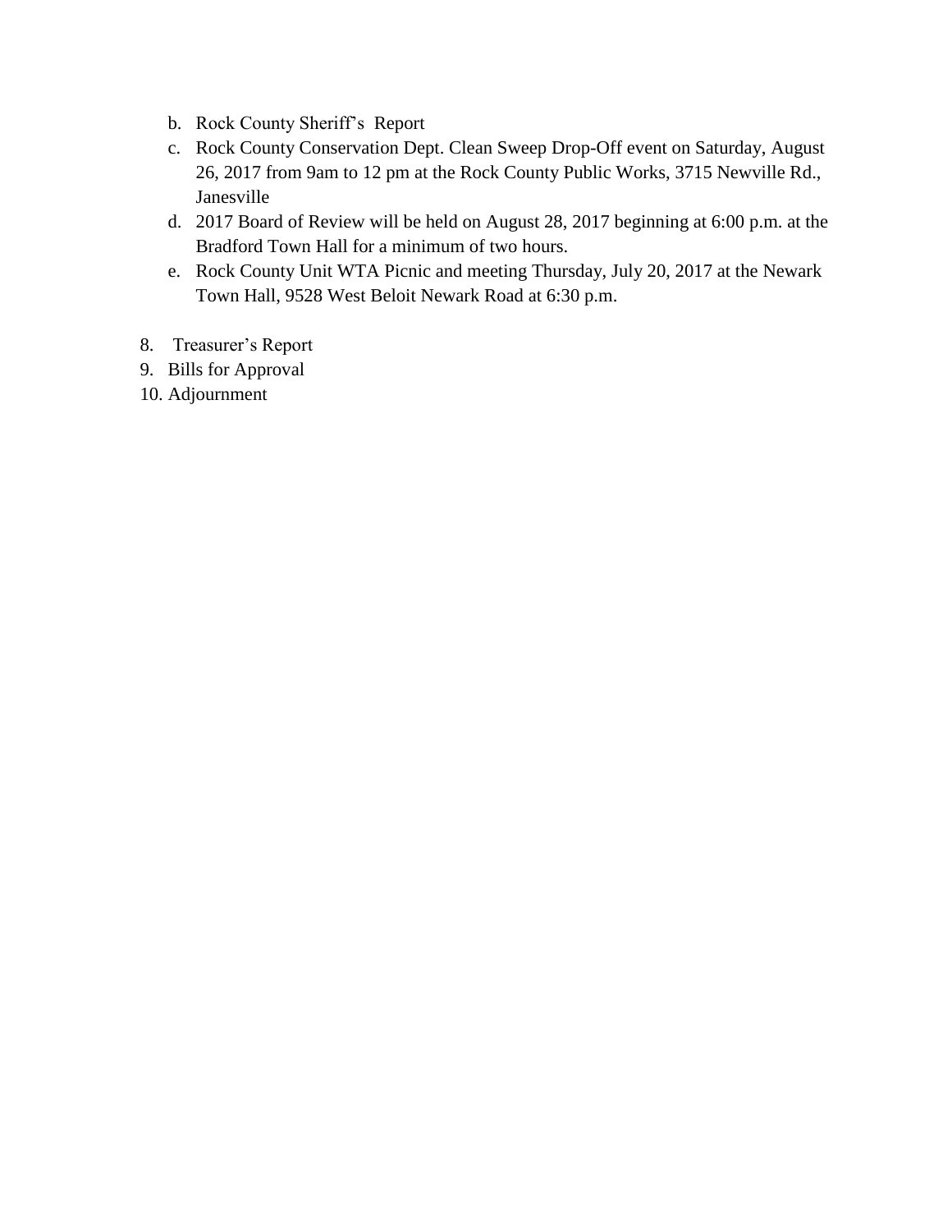b. Rock County Sheriff's Report
   c. Rock County Conservation Dept. Clean Sweep Drop-Off event on Saturday, August 26, 2017 from 9am to 12 pm at the Rock County Public Works, 3715 Newville Rd., Janesville
   d. 2017 Board of Review will be held on August 28, 2017 beginning at 6:00 p.m. at the Bradford Town Hall for a minimum of two hours.
   e. Rock County Unit WTA Picnic and meeting Thursday, July 20, 2017 at the Newark Town Hall, 9528 West Beloit Newark Road at 6:30 p.m.

8. Treasurer's Report
9. Bills for Approval
10. Adjournment